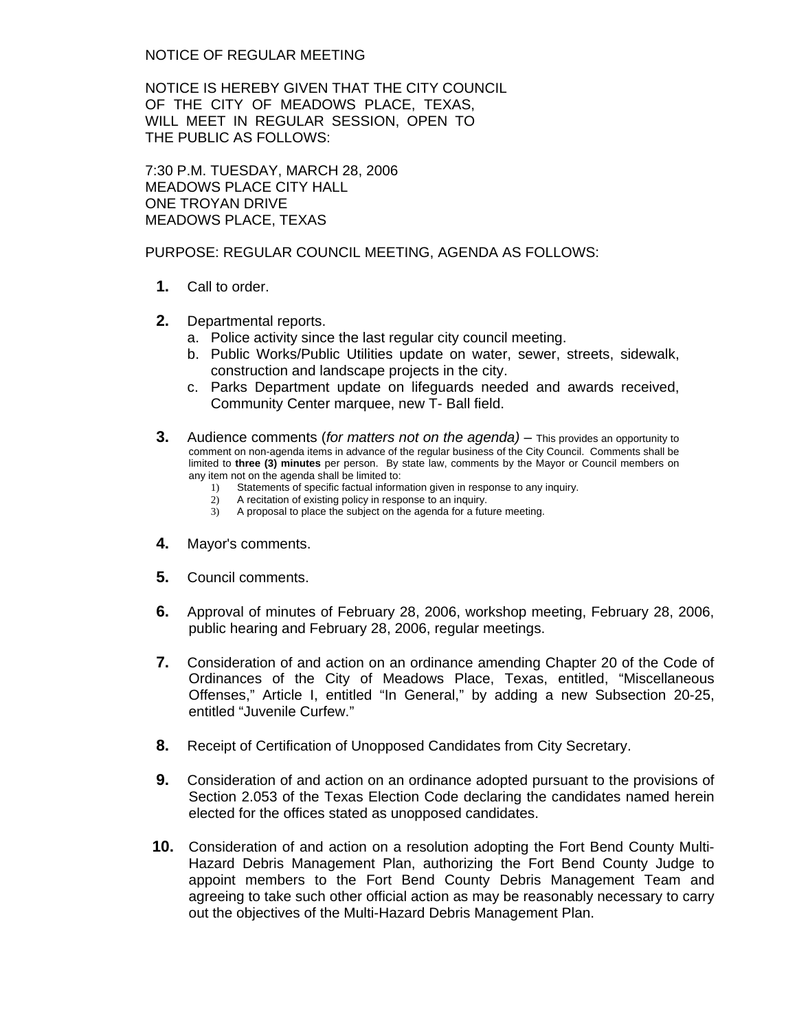NOTICE OF REGULAR MEETING

NOTICE IS HEREBY GIVEN THAT THE CITY COUNCIL OF THE CITY OF MEADOWS PLACE, TEXAS, WILL MEET IN REGULAR SESSION, OPEN TO THE PUBLIC AS FOLLOWS:

7:30 P.M. TUESDAY, MARCH 28, 2006
MEADOWS PLACE CITY HALL
ONE TROYAN DRIVE
MEADOWS PLACE, TEXAS

PURPOSE: REGULAR COUNCIL MEETING, AGENDA AS FOLLOWS:

**1.** Call to order.

**2.** Departmental reports.
   a. Police activity since the last regular city council meeting.
   b. Public Works/Public Utilities update on water, sewer, streets, sidewalk, construction and landscape projects in the city.
   c. Parks Department update on lifeguards needed and awards received, Community Center marquee, new T- Ball field.

**3.** Audience comments (*for matters not on the agenda)* – This provides an opportunity to comment on non-agenda items in advance of the regular business of the City Council. Comments shall be limited to **three (3) minutes** per person. By state law, comments by the Mayor or Council members on any item not on the agenda shall be limited to:
   1) Statements of specific factual information given in response to any inquiry.
   2) A recitation of existing policy in response to an inquiry.
   3) A proposal to place the subject on the agenda for a future meeting.

**4.** Mayor's comments.

**5.** Council comments.

**6.** Approval of minutes of February 28, 2006, workshop meeting, February 28, 2006, public hearing and February 28, 2006, regular meetings.

**7.** Consideration of and action on an ordinance amending Chapter 20 of the Code of Ordinances of the City of Meadows Place, Texas, entitled, "Miscellaneous Offenses," Article I, entitled "In General," by adding a new Subsection 20-25, entitled "Juvenile Curfew."

**8.** Receipt of Certification of Unopposed Candidates from City Secretary.

**9.** Consideration of and action on an ordinance adopted pursuant to the provisions of Section 2.053 of the Texas Election Code declaring the candidates named herein elected for the offices stated as unopposed candidates.

**10.** Consideration of and action on a resolution adopting the Fort Bend County Multi-Hazard Debris Management Plan, authorizing the Fort Bend County Judge to appoint members to the Fort Bend County Debris Management Team and agreeing to take such other official action as may be reasonably necessary to carry out the objectives of the Multi-Hazard Debris Management Plan.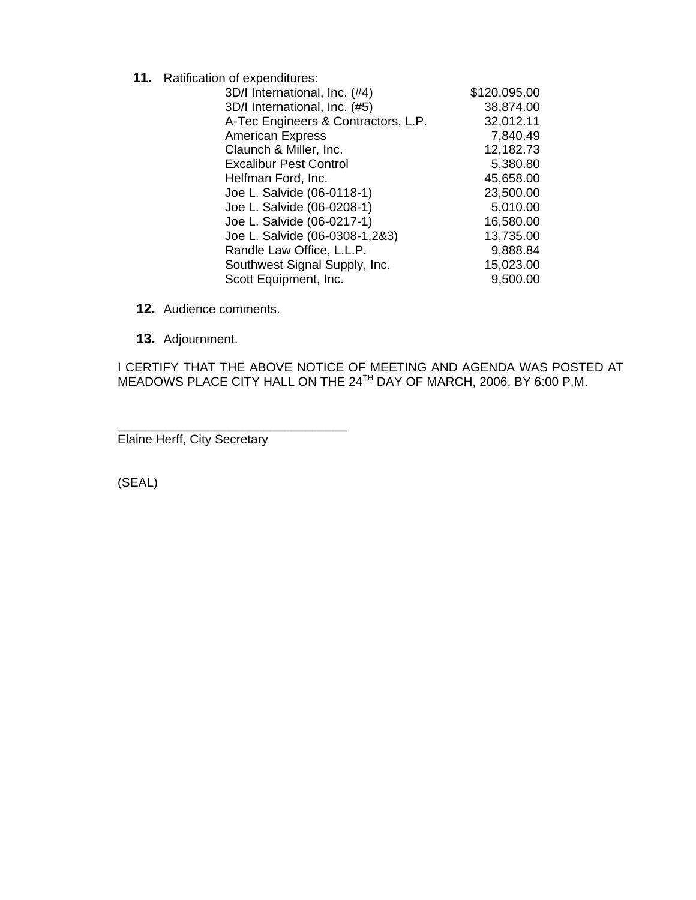**11.** Ratification of expenditures:

| | |
|---|---|
| 3D/I International, Inc. (#4) | $120,095.00 |
| 3D/I International, Inc. (#5) | 38,874.00 |
| A-Tec Engineers & Contractors, L.P. | 32,012.11 |
| American Express | 7,840.49 |
| Claunch & Miller, Inc. | 12,182.73 |
| Excalibur Pest Control | 5,380.80 |
| Helfman Ford, Inc. | 45,658.00 |
| Joe L. Salvide (06-0118-1) | 23,500.00 |
| Joe L. Salvide (06-0208-1) | 5,010.00 |
| Joe L. Salvide (06-0217-1) | 16,580.00 |
| Joe L. Salvide (06-0308-1,2&3) | 13,735.00 |
| Randle Law Office, L.L.P. | 9,888.84 |
| Southwest Signal Supply, Inc. | 15,023.00 |
| Scott Equipment, Inc. | 9,500.00 |

**12.** Audience comments.

**13.** Adjournment.

I CERTIFY THAT THE ABOVE NOTICE OF MEETING AND AGENDA WAS POSTED AT MEADOWS PLACE CITY HALL ON THE 24TH DAY OF MARCH, 2006, BY 6:00 P.M.

\_\_\_\_\_\_\_\_\_\_\_\_\_\_\_\_\_\_\_\_\_\_\_\_\_\_\_\_\_\_\_\_\_\_

Elaine Herff, City Secretary

(SEAL)